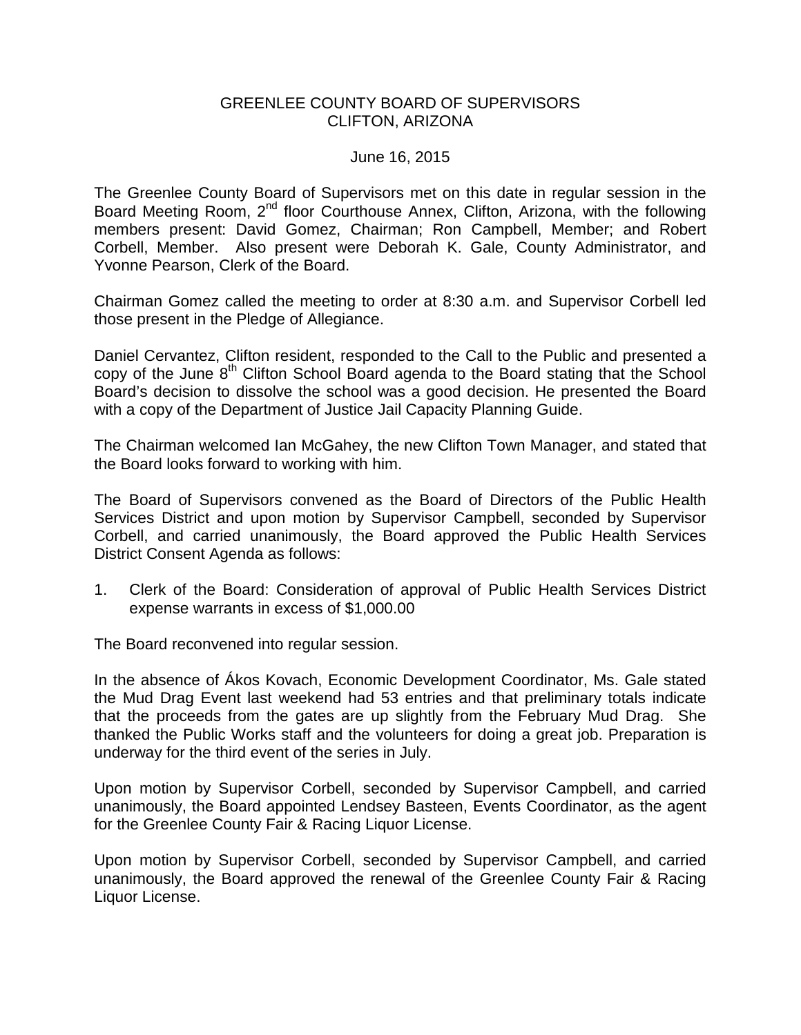# GREENLEE COUNTY BOARD OF SUPERVISORS
## CLIFTON, ARIZONA

June 16, 2015

The Greenlee County Board of Supervisors met on this date in regular session in the Board Meeting Room, 2nd floor Courthouse Annex, Clifton, Arizona, with the following members present: David Gomez, Chairman; Ron Campbell, Member; and Robert Corbell, Member. Also present were Deborah K. Gale, County Administrator, and Yvonne Pearson, Clerk of the Board.

Chairman Gomez called the meeting to order at 8:30 a.m. and Supervisor Corbell led those present in the Pledge of Allegiance.

Daniel Cervantez, Clifton resident, responded to the Call to the Public and presented a copy of the June 8th Clifton School Board agenda to the Board stating that the School Board's decision to dissolve the school was a good decision. He presented the Board with a copy of the Department of Justice Jail Capacity Planning Guide.

The Chairman welcomed Ian McGahey, the new Clifton Town Manager, and stated that the Board looks forward to working with him.

The Board of Supervisors convened as the Board of Directors of the Public Health Services District and upon motion by Supervisor Campbell, seconded by Supervisor Corbell, and carried unanimously, the Board approved the Public Health Services District Consent Agenda as follows:

1. Clerk of the Board: Consideration of approval of Public Health Services District expense warrants in excess of $1,000.00

The Board reconvened into regular session.

In the absence of Ákos Kovach, Economic Development Coordinator, Ms. Gale stated the Mud Drag Event last weekend had 53 entries and that preliminary totals indicate that the proceeds from the gates are up slightly from the February Mud Drag. She thanked the Public Works staff and the volunteers for doing a great job. Preparation is underway for the third event of the series in July.

Upon motion by Supervisor Corbell, seconded by Supervisor Campbell, and carried unanimously, the Board appointed Lendsey Basteen, Events Coordinator, as the agent for the Greenlee County Fair & Racing Liquor License.

Upon motion by Supervisor Corbell, seconded by Supervisor Campbell, and carried unanimously, the Board approved the renewal of the Greenlee County Fair & Racing Liquor License.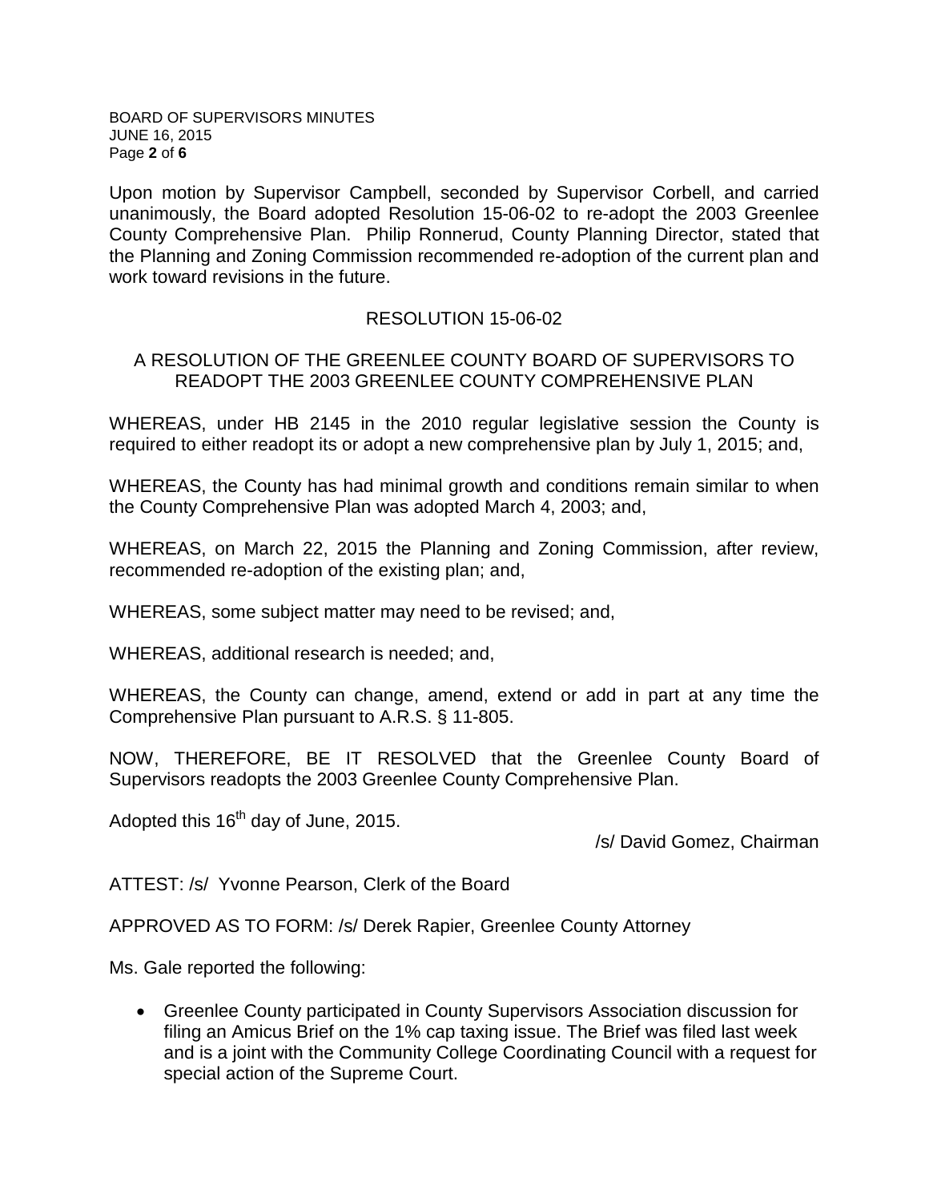Upon motion by Supervisor Campbell, seconded by Supervisor Corbell, and carried unanimously, the Board adopted Resolution 15-06-02 to re-adopt the 2003 Greenlee County Comprehensive Plan. Philip Ronnerud, County Planning Director, stated that the Planning and Zoning Commission recommended re-adoption of the current plan and work toward revisions in the future.

RESOLUTION 15-06-02

A RESOLUTION OF THE GREENLEE COUNTY BOARD OF SUPERVISORS TO READOPT THE 2003 GREENLEE COUNTY COMPREHENSIVE PLAN

WHEREAS, under HB 2145 in the 2010 regular legislative session the County is required to either readopt its or adopt a new comprehensive plan by July 1, 2015; and,

WHEREAS, the County has had minimal growth and conditions remain similar to when the County Comprehensive Plan was adopted March 4, 2003; and,

WHEREAS, on March 22, 2015 the Planning and Zoning Commission, after review, recommended re-adoption of the existing plan; and,

WHEREAS, some subject matter may need to be revised; and,

WHEREAS, additional research is needed; and,

WHEREAS, the County can change, amend, extend or add in part at any time the Comprehensive Plan pursuant to A.R.S. § 11-805.

NOW, THEREFORE, BE IT RESOLVED that the Greenlee County Board of Supervisors readopts the 2003 Greenlee County Comprehensive Plan.

Adopted this 16th day of June, 2015.

/s/ David Gomez, Chairman

ATTEST: /s/ Yvonne Pearson, Clerk of the Board

APPROVED AS TO FORM: /s/ Derek Rapier, Greenlee County Attorney

Ms. Gale reported the following:

- Greenlee County participated in County Supervisors Association discussion for filing an Amicus Brief on the 1% cap taxing issue. The Brief was filed last week and is a joint with the Community College Coordinating Council with a request for special action of the Supreme Court.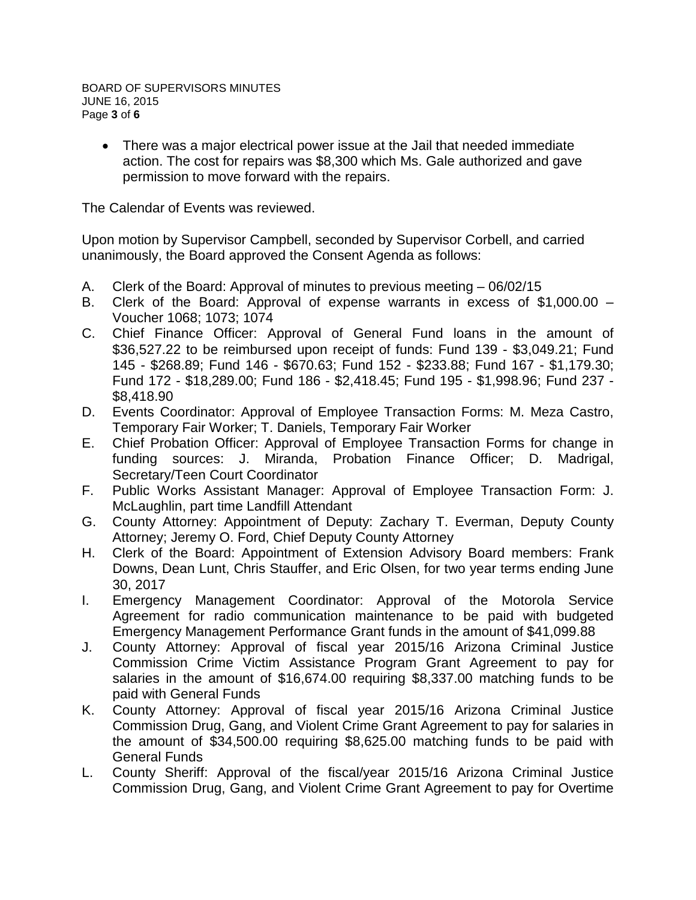- There was a major electrical power issue at the Jail that needed immediate action. The cost for repairs was $8,300 which Ms. Gale authorized and gave permission to move forward with the repairs.

The Calendar of Events was reviewed.

Upon motion by Supervisor Campbell, seconded by Supervisor Corbell, and carried unanimously, the Board approved the Consent Agenda as follows:

A. Clerk of the Board: Approval of minutes to previous meeting – 06/02/15
B. Clerk of the Board: Approval of expense warrants in excess of $1,000.00 – Voucher 1068; 1073; 1074
C. Chief Finance Officer: Approval of General Fund loans in the amount of $36,527.22 to be reimbursed upon receipt of funds: Fund 139 - $3,049.21; Fund 145 - $268.89; Fund 146 - $670.63; Fund 152 - $233.88; Fund 167 - $1,179.30; Fund 172 - $18,289.00; Fund 186 - $2,418.45; Fund 195 - $1,998.96; Fund 237 - $8,418.90
D. Events Coordinator: Approval of Employee Transaction Forms: M. Meza Castro, Temporary Fair Worker; T. Daniels, Temporary Fair Worker
E. Chief Probation Officer: Approval of Employee Transaction Forms for change in funding sources: J. Miranda, Probation Finance Officer; D. Madrigal, Secretary/Teen Court Coordinator
F. Public Works Assistant Manager: Approval of Employee Transaction Form: J. McLaughlin, part time Landfill Attendant
G. County Attorney: Appointment of Deputy: Zachary T. Everman, Deputy County Attorney; Jeremy O. Ford, Chief Deputy County Attorney
H. Clerk of the Board: Appointment of Extension Advisory Board members: Frank Downs, Dean Lunt, Chris Stauffer, and Eric Olsen, for two year terms ending June 30, 2017
I. Emergency Management Coordinator: Approval of the Motorola Service Agreement for radio communication maintenance to be paid with budgeted Emergency Management Performance Grant funds in the amount of $41,099.88
J. County Attorney: Approval of fiscal year 2015/16 Arizona Criminal Justice Commission Crime Victim Assistance Program Grant Agreement to pay for salaries in the amount of $16,674.00 requiring $8,337.00 matching funds to be paid with General Funds
K. County Attorney: Approval of fiscal year 2015/16 Arizona Criminal Justice Commission Drug, Gang, and Violent Crime Grant Agreement to pay for salaries in the amount of $34,500.00 requiring $8,625.00 matching funds to be paid with General Funds
L. County Sheriff: Approval of the fiscal/year 2015/16 Arizona Criminal Justice Commission Drug, Gang, and Violent Crime Grant Agreement to pay for Overtime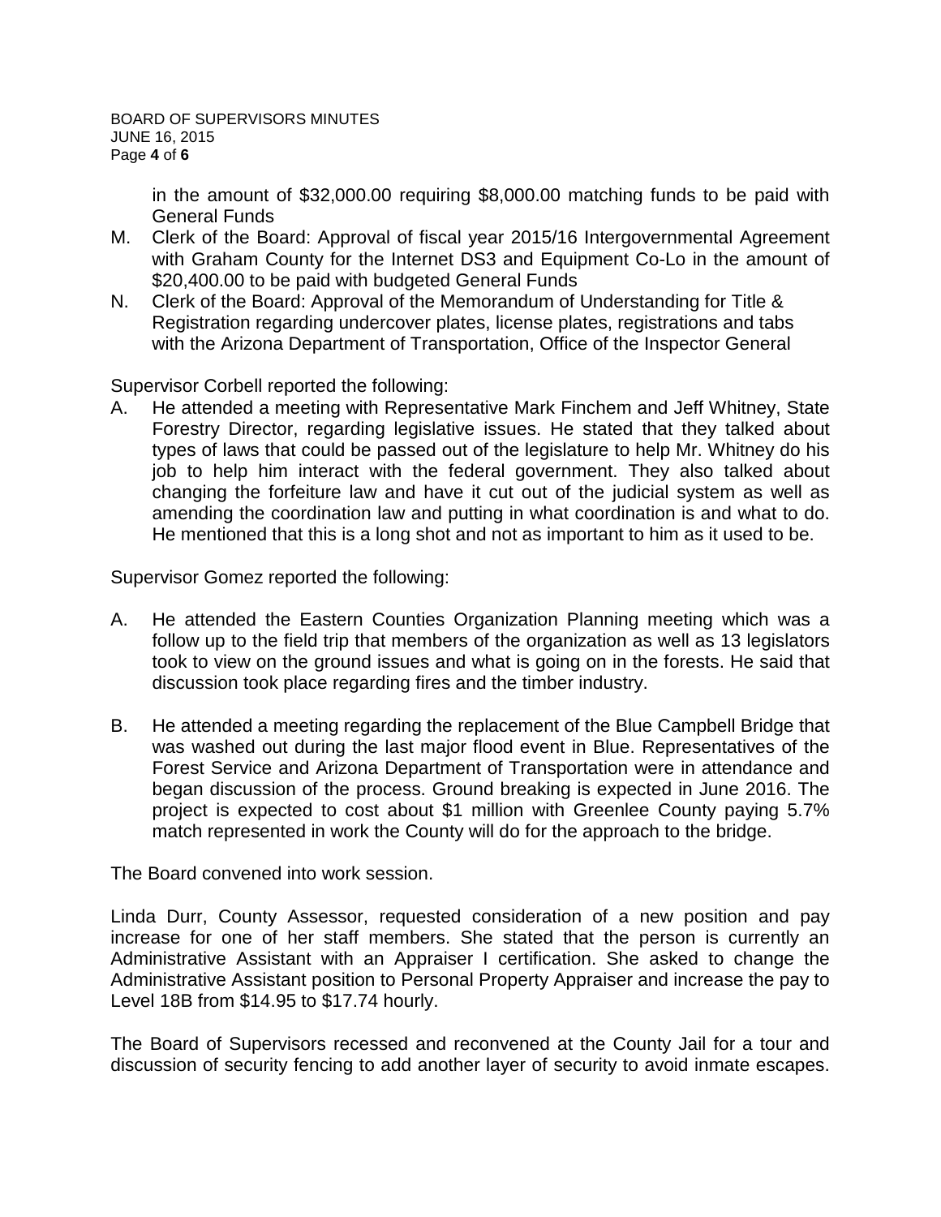in the amount of $32,000.00 requiring $8,000.00 matching funds to be paid with General Funds

M. Clerk of the Board: Approval of fiscal year 2015/16 Intergovernmental Agreement with Graham County for the Internet DS3 and Equipment Co-Lo in the amount of $20,400.00 to be paid with budgeted General Funds

N. Clerk of the Board: Approval of the Memorandum of Understanding for Title & Registration regarding undercover plates, license plates, registrations and tabs with the Arizona Department of Transportation, Office of the Inspector General

Supervisor Corbell reported the following:

A. He attended a meeting with Representative Mark Finchem and Jeff Whitney, State Forestry Director, regarding legislative issues. He stated that they talked about types of laws that could be passed out of the legislature to help Mr. Whitney do his job to help him interact with the federal government. They also talked about changing the forfeiture law and have it cut out of the judicial system as well as amending the coordination law and putting in what coordination is and what to do. He mentioned that this is a long shot and not as important to him as it used to be.

Supervisor Gomez reported the following:

A. He attended the Eastern Counties Organization Planning meeting which was a follow up to the field trip that members of the organization as well as 13 legislators took to view on the ground issues and what is going on in the forests. He said that discussion took place regarding fires and the timber industry.

B. He attended a meeting regarding the replacement of the Blue Campbell Bridge that was washed out during the last major flood event in Blue. Representatives of the Forest Service and Arizona Department of Transportation were in attendance and began discussion of the process. Ground breaking is expected in June 2016. The project is expected to cost about $1 million with Greenlee County paying 5.7% match represented in work the County will do for the approach to the bridge.

The Board convened into work session.

Linda Durr, County Assessor, requested consideration of a new position and pay increase for one of her staff members. She stated that the person is currently an Administrative Assistant with an Appraiser I certification. She asked to change the Administrative Assistant position to Personal Property Appraiser and increase the pay to Level 18B from $14.95 to $17.74 hourly.

The Board of Supervisors recessed and reconvened at the County Jail for a tour and discussion of security fencing to add another layer of security to avoid inmate escapes.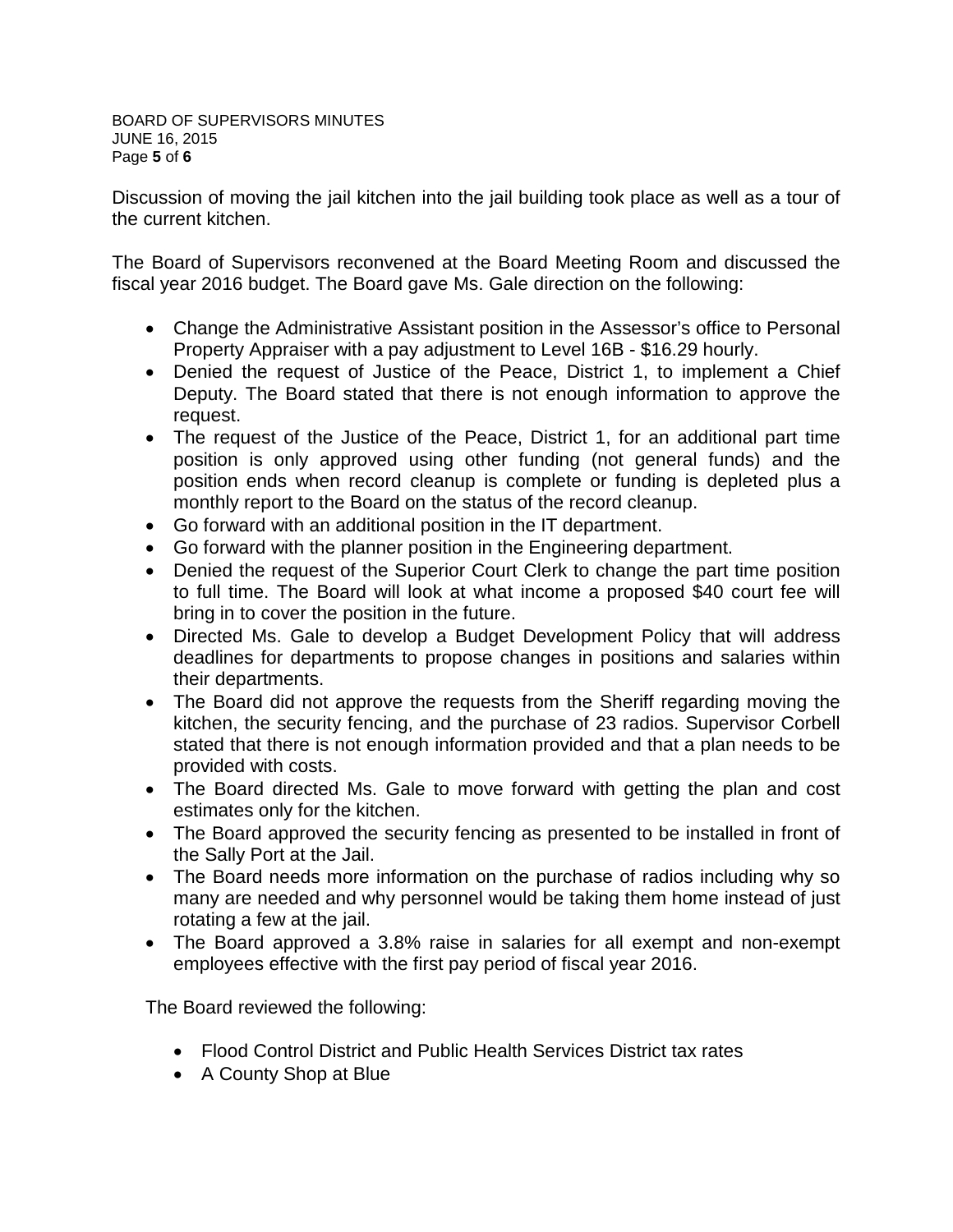Discussion of moving the jail kitchen into the jail building took place as well as a tour of the current kitchen.

The Board of Supervisors reconvened at the Board Meeting Room and discussed the fiscal year 2016 budget. The Board gave Ms. Gale direction on the following:

- Change the Administrative Assistant position in the Assessor's office to Personal Property Appraiser with a pay adjustment to Level 16B - $16.29 hourly.
- Denied the request of Justice of the Peace, District 1, to implement a Chief Deputy. The Board stated that there is not enough information to approve the request.
- The request of the Justice of the Peace, District 1, for an additional part time position is only approved using other funding (not general funds) and the position ends when record cleanup is complete or funding is depleted plus a monthly report to the Board on the status of the record cleanup.
- Go forward with an additional position in the IT department.
- Go forward with the planner position in the Engineering department.
- Denied the request of the Superior Court Clerk to change the part time position to full time. The Board will look at what income a proposed $40 court fee will bring in to cover the position in the future.
- Directed Ms. Gale to develop a Budget Development Policy that will address deadlines for departments to propose changes in positions and salaries within their departments.
- The Board did not approve the requests from the Sheriff regarding moving the kitchen, the security fencing, and the purchase of 23 radios. Supervisor Corbell stated that there is not enough information provided and that a plan needs to be provided with costs.
- The Board directed Ms. Gale to move forward with getting the plan and cost estimates only for the kitchen.
- The Board approved the security fencing as presented to be installed in front of the Sally Port at the Jail.
- The Board needs more information on the purchase of radios including why so many are needed and why personnel would be taking them home instead of just rotating a few at the jail.
- The Board approved a 3.8% raise in salaries for all exempt and non-exempt employees effective with the first pay period of fiscal year 2016.

The Board reviewed the following:

- Flood Control District and Public Health Services District tax rates
- A County Shop at Blue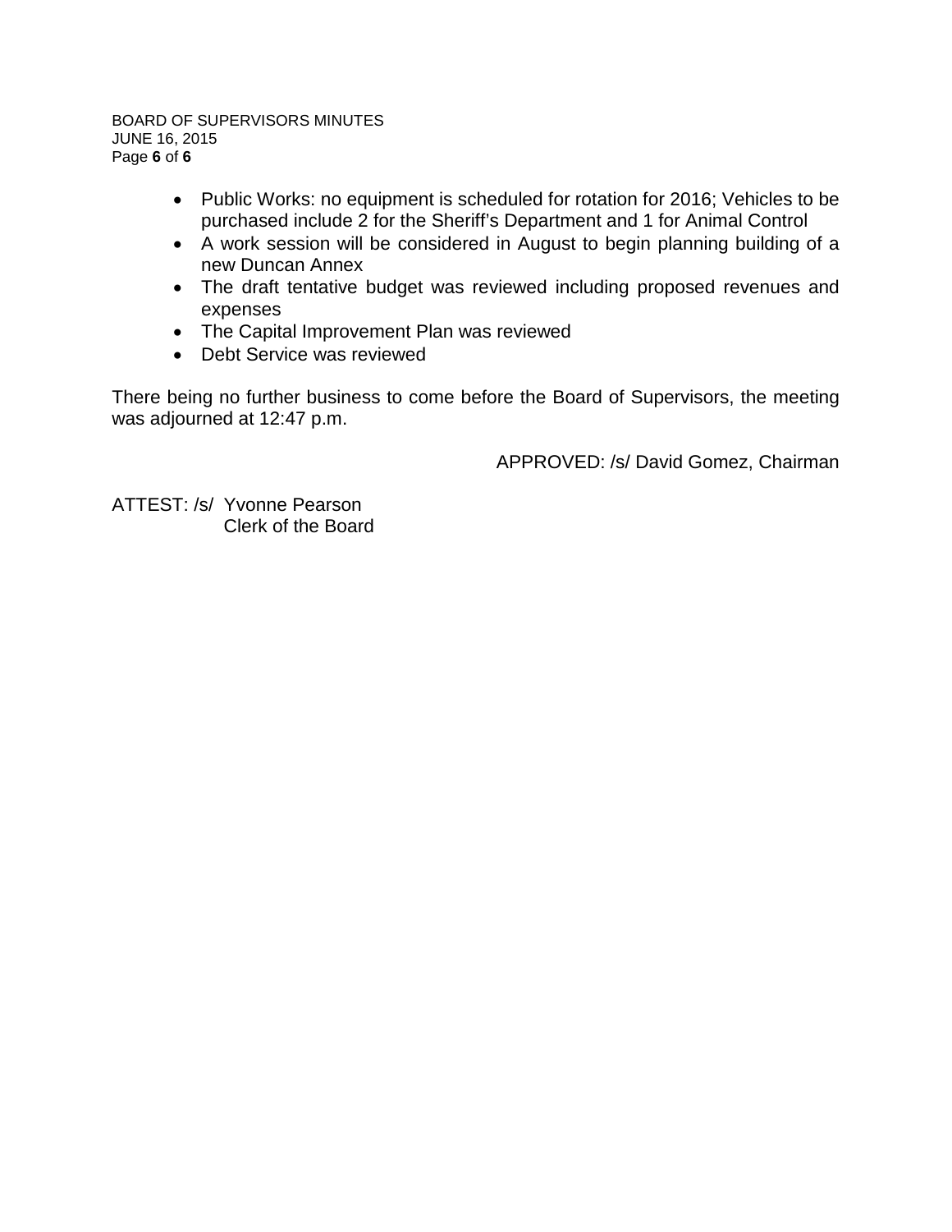- Public Works: no equipment is scheduled for rotation for 2016; Vehicles to be purchased include 2 for the Sheriff's Department and 1 for Animal Control
- A work session will be considered in August to begin planning building of a new Duncan Annex
- The draft tentative budget was reviewed including proposed revenues and expenses
- The Capital Improvement Plan was reviewed
- Debt Service was reviewed

There being no further business to come before the Board of Supervisors, the meeting was adjourned at 12:47 p.m.

APPROVED: /s/ David Gomez, Chairman

ATTEST: /s/ Yvonne Pearson
Clerk of the Board